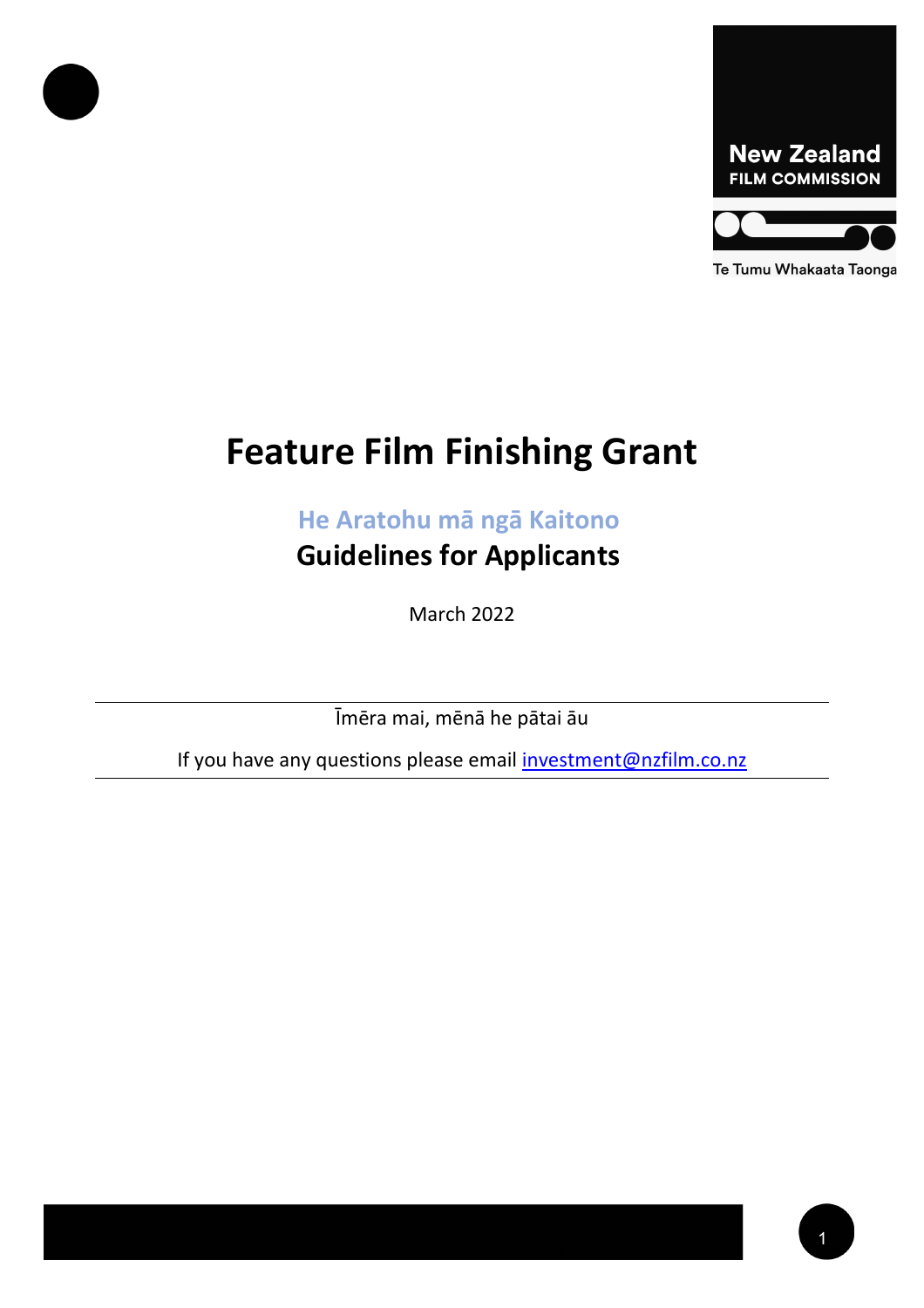New Zealand
FILM COMMISSION

Te Tumu Whakaata Taonga

# Feature Film Finishing Grant

## He Aratohu mā ngā Kaitono
## Guidelines for Applicants

March 2022

---

Īmēra mai, mēnā he pātai āu

If you have any questions please email investment@nzfilm.co.nz

---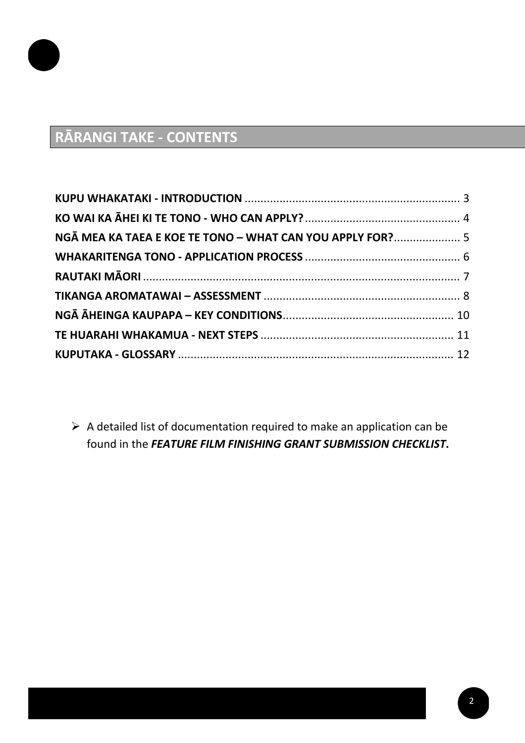## RĀRANGI TAKE - CONTENTS

**KUPU WHAKATAKI - INTRODUCTION** .................................................................... 3
**KO WAI KA ĀHEI KI TE TONO - WHO CAN APPLY?** ................................................. 4
**NGĀ MEA KA TAEA E KOE TE TONO – WHAT CAN YOU APPLY FOR?** ..................... 5
**WHAKARITENGA TONO - APPLICATION PROCESS** ................................................. 6
**RAUTAKI MĀORI** ..................................................................................................... 7
**TIKANGA AROMATAWAI – ASSESSMENT** .............................................................. 8
**NGĀ ĀHEINGA KAUPAPA – KEY CONDITIONS** ...................................................... 10
**TE HUARAHI WHAKAMUA - NEXT STEPS** ............................................................. 11
**KUPUTAKA - GLOSSARY** ....................................................................................... 12

- A detailed list of documentation required to make an application can be found in the ***FEATURE FILM FINISHING GRANT SUBMISSION CHECKLIST***.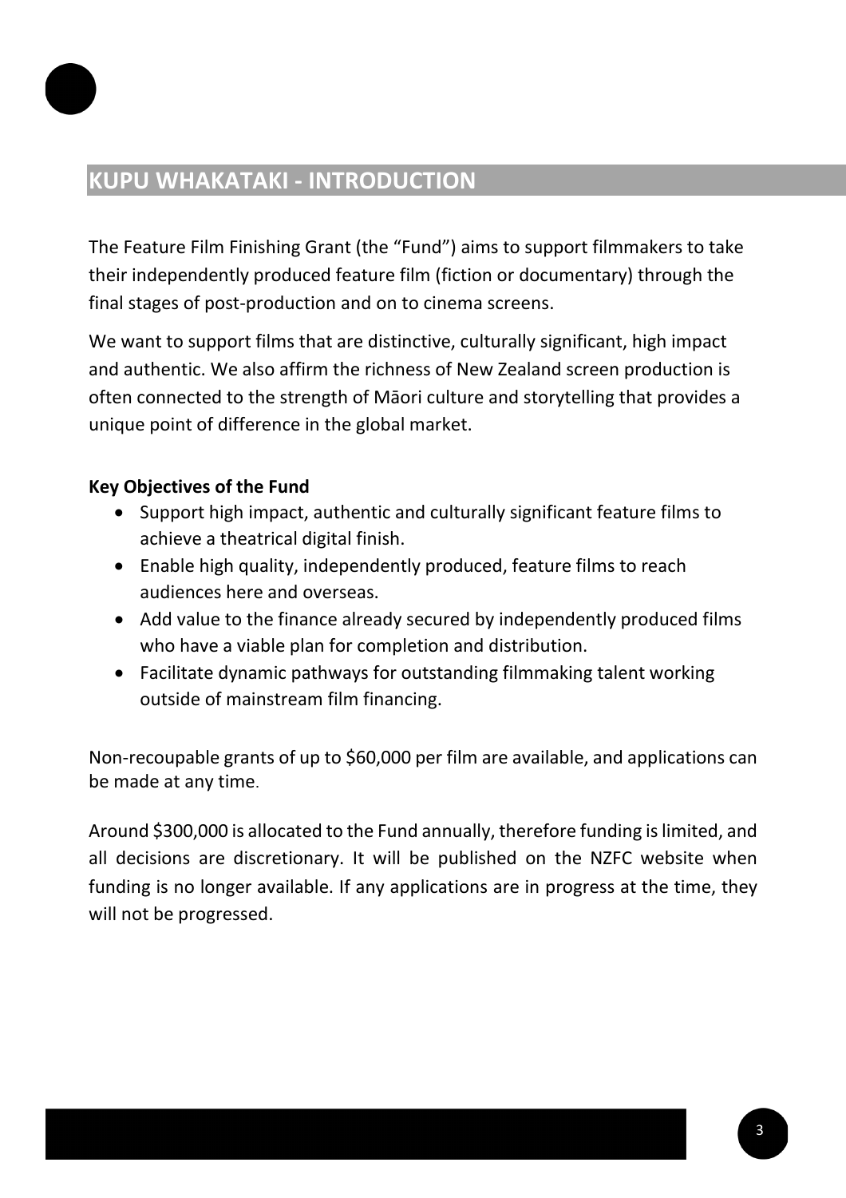## KUPU WHAKATAKI - INTRODUCTION

The Feature Film Finishing Grant (the "Fund") aims to support filmmakers to take their independently produced feature film (fiction or documentary) through the final stages of post-production and on to cinema screens.

We want to support films that are distinctive, culturally significant, high impact and authentic. We also affirm the richness of New Zealand screen production is often connected to the strength of Māori culture and storytelling that provides a unique point of difference in the global market.

**Key Objectives of the Fund**

- Support high impact, authentic and culturally significant feature films to achieve a theatrical digital finish.
- Enable high quality, independently produced, feature films to reach audiences here and overseas.
- Add value to the finance already secured by independently produced films who have a viable plan for completion and distribution.
- Facilitate dynamic pathways for outstanding filmmaking talent working outside of mainstream film financing.

Non-recoupable grants of up to $60,000 per film are available, and applications can be made at any time.

Around $300,000 is allocated to the Fund annually, therefore funding is limited, and all decisions are discretionary. It will be published on the NZFC website when funding is no longer available. If any applications are in progress at the time, they will not be progressed.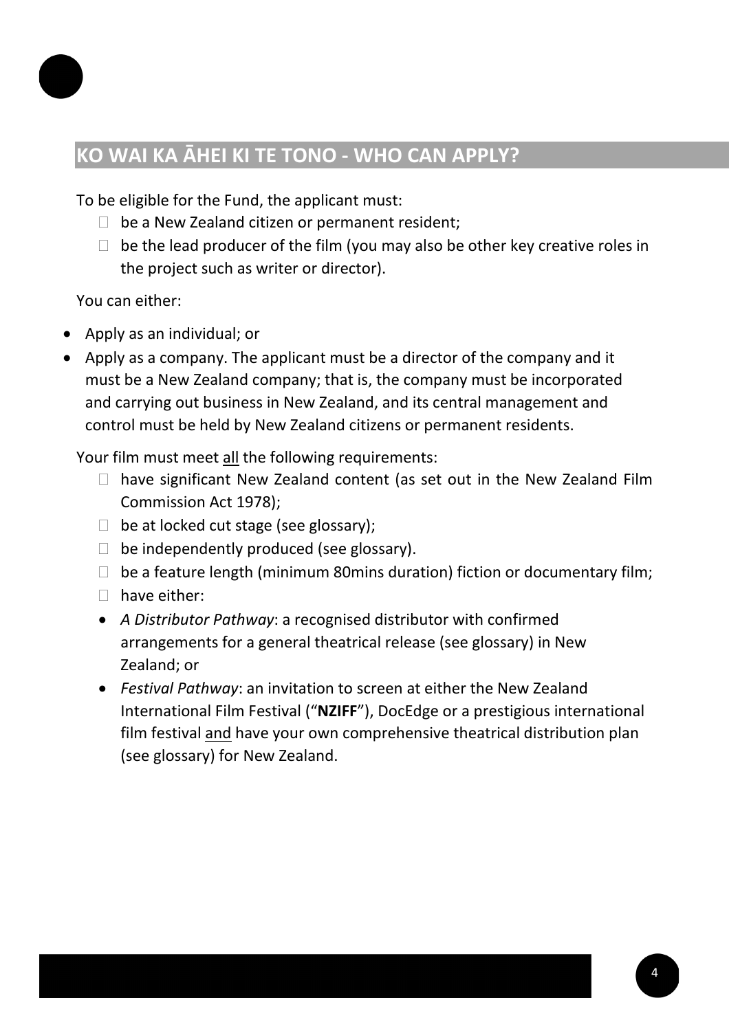## KO WAI KA ĀHEI KI TE TONO - WHO CAN APPLY?

To be eligible for the Fund, the applicant must:

- be a New Zealand citizen or permanent resident;
- be the lead producer of the film (you may also be other key creative roles in the project such as writer or director).

You can either:

- Apply as an individual; or
- Apply as a company. The applicant must be a director of the company and it must be a New Zealand company; that is, the company must be incorporated and carrying out business in New Zealand, and its central management and control must be held by New Zealand citizens or permanent residents.

Your film must meet <u>all</u> the following requirements:

- have significant New Zealand content (as set out in the New Zealand Film Commission Act 1978);
- be at locked cut stage (see glossary);
- be independently produced (see glossary).
- be a feature length (minimum 80mins duration) fiction or documentary film;
- have either:
  - *A Distributor Pathway*: a recognised distributor with confirmed arrangements for a general theatrical release (see glossary) in New Zealand; or
  - *Festival Pathway*: an invitation to screen at either the New Zealand International Film Festival ("**NZIFF**"), DocEdge or a prestigious international film festival <u>and</u> have your own comprehensive theatrical distribution plan (see glossary) for New Zealand.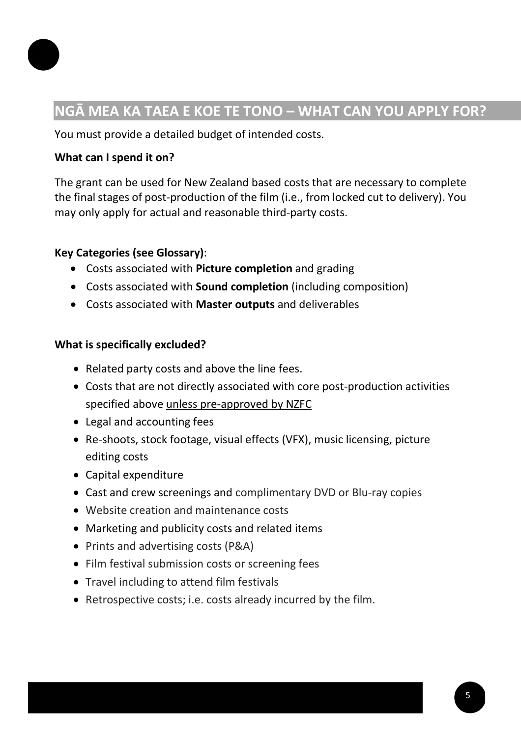## NGĀ MEA KA TAEA E KOE TE TONO – WHAT CAN YOU APPLY FOR?

You must provide a detailed budget of intended costs.

**What can I spend it on?**

The grant can be used for New Zealand based costs that are necessary to complete the final stages of post-production of the film (i.e., from locked cut to delivery). You may only apply for actual and reasonable third-party costs.

**Key Categories (see Glossary)**:

- Costs associated with **Picture completion** and grading
- Costs associated with **Sound completion** (including composition)
- Costs associated with **Master outputs** and deliverables

**What is specifically excluded?**

- Related party costs and above the line fees.
- Costs that are not directly associated with core post-production activities specified above <u>unless pre-approved by NZFC</u>
- Legal and accounting fees
- Re-shoots, stock footage, visual effects (VFX), music licensing, picture editing costs
- Capital expenditure
- Cast and crew screenings and complimentary DVD or Blu-ray copies
- Website creation and maintenance costs
- Marketing and publicity costs and related items
- Prints and advertising costs (P&A)
- Film festival submission costs or screening fees
- Travel including to attend film festivals
- Retrospective costs; i.e. costs already incurred by the film.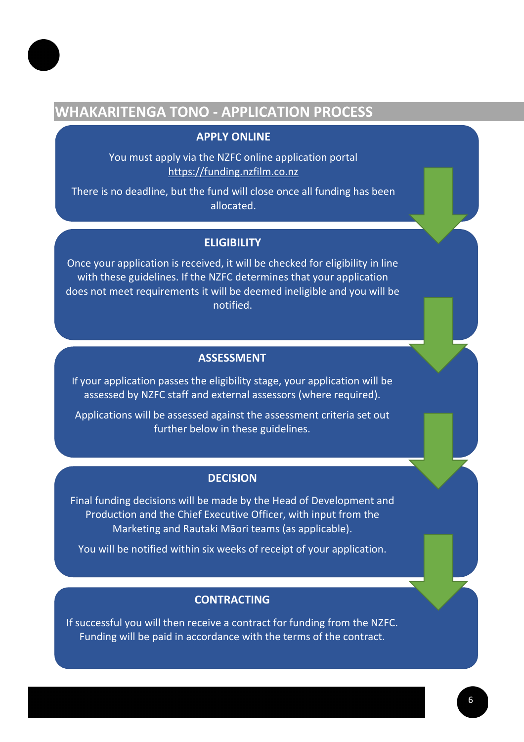## WHAKARITENGA TONO - APPLICATION PROCESS

### APPLY ONLINE

You must apply via the NZFC online application portal
https://funding.nzfilm.co.nz

There is no deadline, but the fund will close once all funding has been allocated.

### ELIGIBILITY

Once your application is received, it will be checked for eligibility in line with these guidelines. If the NZFC determines that your application does not meet requirements it will be deemed ineligible and you will be notified.

### ASSESSMENT

If your application passes the eligibility stage, your application will be assessed by NZFC staff and external assessors (where required).

Applications will be assessed against the assessment criteria set out further below in these guidelines.

### DECISION

Final funding decisions will be made by the Head of Development and Production and the Chief Executive Officer, with input from the Marketing and Rautaki Māori teams (as applicable).

You will be notified within six weeks of receipt of your application.

### CONTRACTING

If successful you will then receive a contract for funding from the NZFC. Funding will be paid in accordance with the terms of the contract.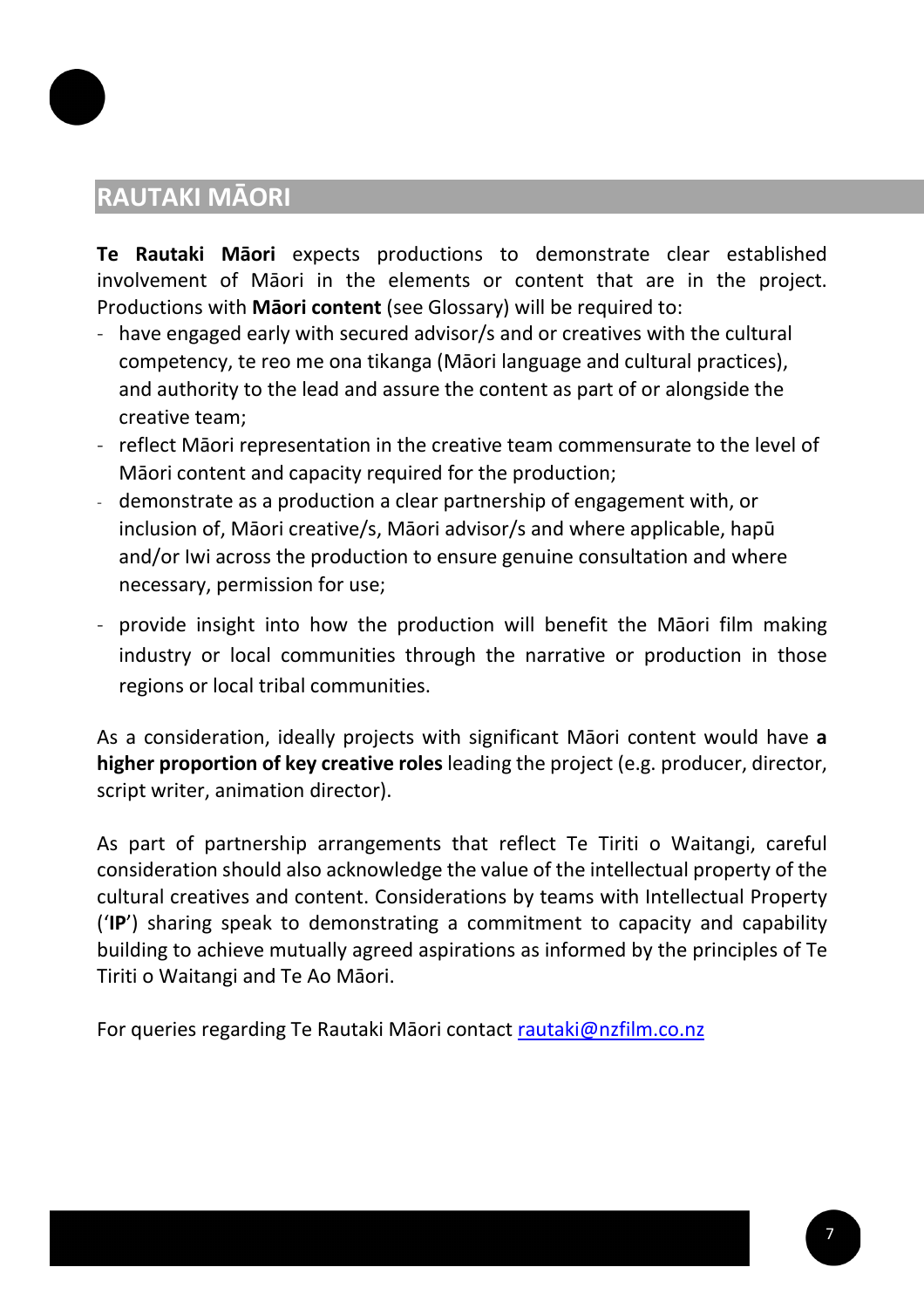## RAUTAKI MĀORI

**Te Rautaki Māori** expects productions to demonstrate clear established involvement of Māori in the elements or content that are in the project. Productions with **Māori content** (see Glossary) will be required to:

- have engaged early with secured advisor/s and or creatives with the cultural competency, te reo me ona tikanga (Māori language and cultural practices), and authority to the lead and assure the content as part of or alongside the creative team;
- reflect Māori representation in the creative team commensurate to the level of Māori content and capacity required for the production;
- demonstrate as a production a clear partnership of engagement with, or inclusion of, Māori creative/s, Māori advisor/s and where applicable, hapū and/or Iwi across the production to ensure genuine consultation and where necessary, permission for use;
- provide insight into how the production will benefit the Māori film making industry or local communities through the narrative or production in those regions or local tribal communities.

As a consideration, ideally projects with significant Māori content would have **a higher proportion of key creative roles** leading the project (e.g. producer, director, script writer, animation director).

As part of partnership arrangements that reflect Te Tiriti o Waitangi, careful consideration should also acknowledge the value of the intellectual property of the cultural creatives and content. Considerations by teams with Intellectual Property (‘**IP**’) sharing speak to demonstrating a commitment to capacity and capability building to achieve mutually agreed aspirations as informed by the principles of Te Tiriti o Waitangi and Te Ao Māori.

For queries regarding Te Rautaki Māori contact [rautaki@nzfilm.co.nz](mailto:rautaki@nzfilm.co.nz)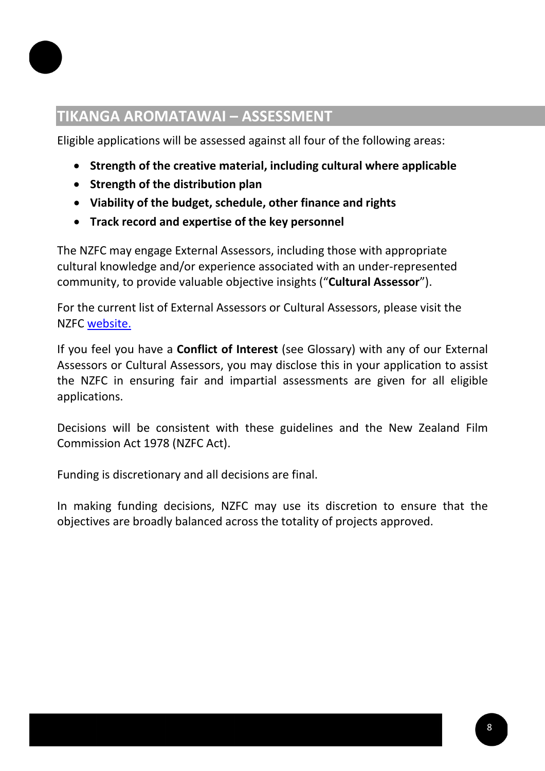## TIKANGA AROMATAWAI – ASSESSMENT

Eligible applications will be assessed against all four of the following areas:

- **Strength of the creative material, including cultural where applicable**
- **Strength of the distribution plan**
- **Viability of the budget, schedule, other finance and rights**
- **Track record and expertise of the key personnel**

The NZFC may engage External Assessors, including those with appropriate cultural knowledge and/or experience associated with an under-represented community, to provide valuable objective insights ("**Cultural Assessor**").

For the current list of External Assessors or Cultural Assessors, please visit the NZFC website.

If you feel you have a **Conflict of Interest** (see Glossary) with any of our External Assessors or Cultural Assessors, you may disclose this in your application to assist the NZFC in ensuring fair and impartial assessments are given for all eligible applications.

Decisions will be consistent with these guidelines and the New Zealand Film Commission Act 1978 (NZFC Act).

Funding is discretionary and all decisions are final.

In making funding decisions, NZFC may use its discretion to ensure that the objectives are broadly balanced across the totality of projects approved.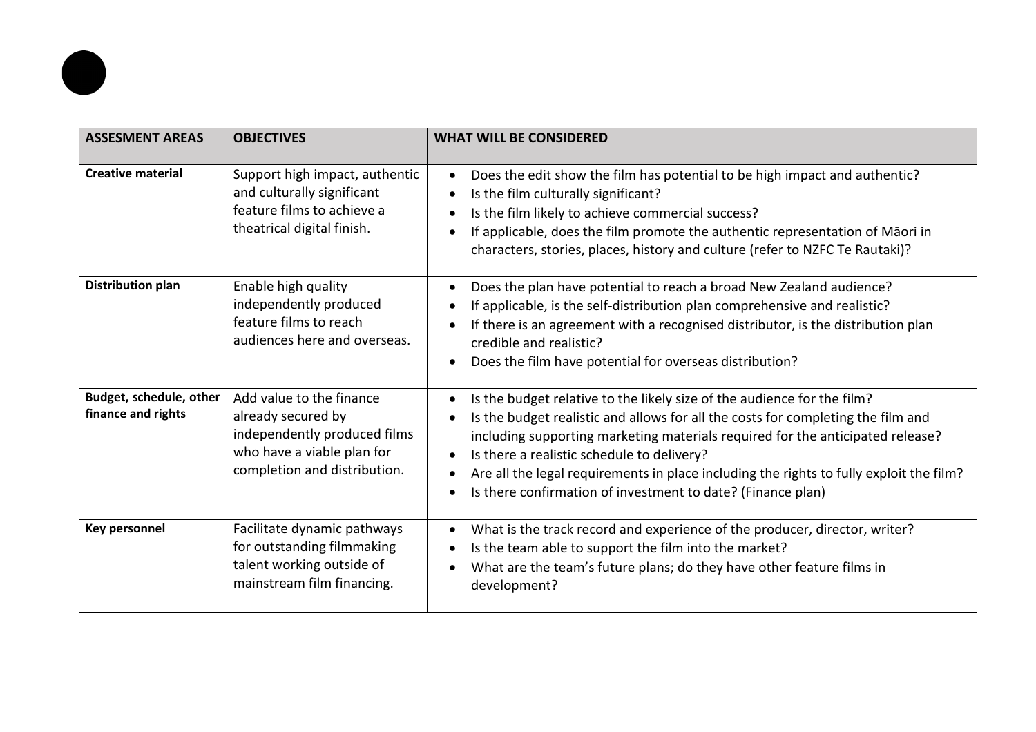| ASSESMENT AREAS | OBJECTIVES | WHAT WILL BE CONSIDERED |
|---|---|---|
| **Creative material** | Support high impact, authentic and culturally significant feature films to achieve a theatrical digital finish. | • Does the edit show the film has potential to be high impact and authentic?<br>• Is the film culturally significant?<br>• Is the film likely to achieve commercial success?<br>• If applicable, does the film promote the authentic representation of Māori in characters, stories, places, history and culture (refer to NZFC Te Rautaki)? |
| **Distribution plan** | Enable high quality independently produced feature films to reach audiences here and overseas. | • Does the plan have potential to reach a broad New Zealand audience?<br>• If applicable, is the self-distribution plan comprehensive and realistic?<br>• If there is an agreement with a recognised distributor, is the distribution plan credible and realistic?<br>• Does the film have potential for overseas distribution? |
| **Budget, schedule, other finance and rights** | Add value to the finance already secured by independently produced films who have a viable plan for completion and distribution. | • Is the budget relative to the likely size of the audience for the film?<br>• Is the budget realistic and allows for all the costs for completing the film and including supporting marketing materials required for the anticipated release?<br>• Is there a realistic schedule to delivery?<br>• Are all the legal requirements in place including the rights to fully exploit the film?<br>• Is there confirmation of investment to date? (Finance plan) |
| **Key personnel** | Facilitate dynamic pathways for outstanding filmmaking talent working outside of mainstream film financing. | • What is the track record and experience of the producer, director, writer?<br>• Is the team able to support the film into the market?<br>• What are the team's future plans; do they have other feature films in development? |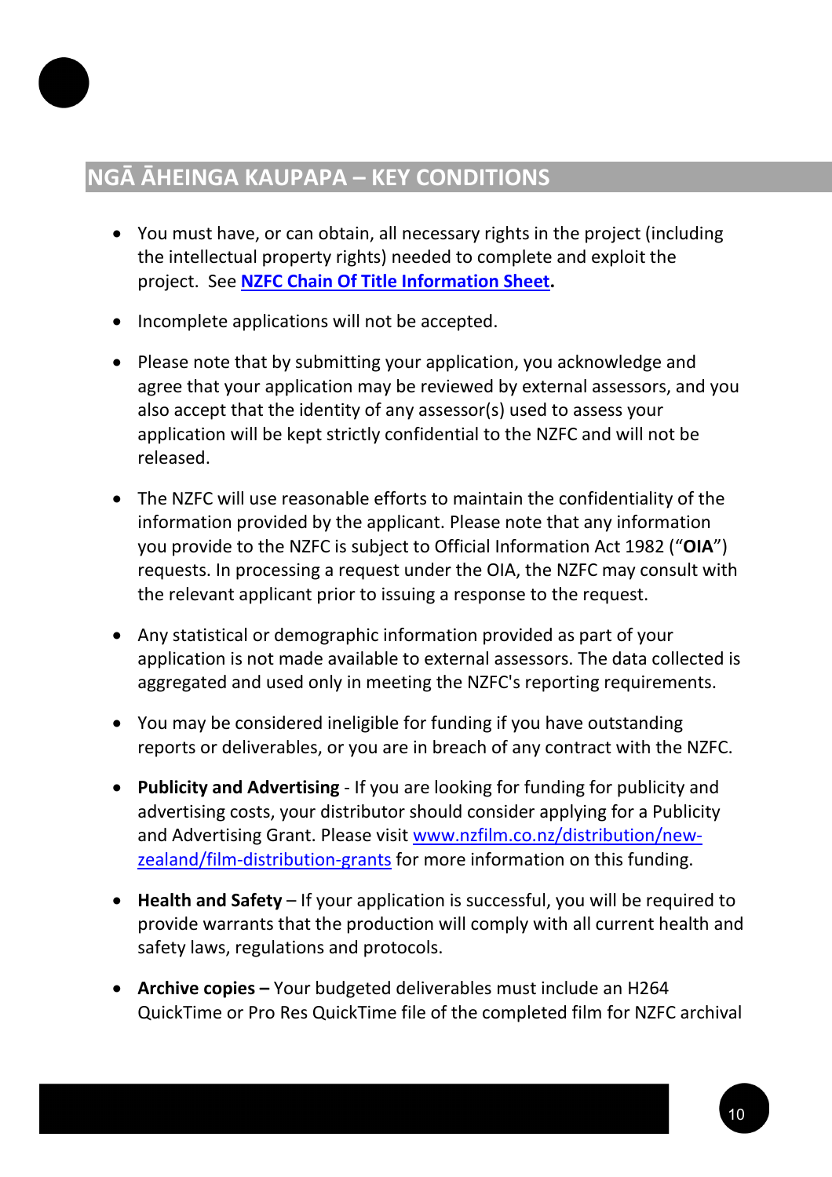## NGĀ ĀHEINGA KAUPAPA – KEY CONDITIONS

- You must have, or can obtain, all necessary rights in the project (including the intellectual property rights) needed to complete and exploit the project. See **NZFC Chain Of Title Information Sheet.**

- Incomplete applications will not be accepted.

- Please note that by submitting your application, you acknowledge and agree that your application may be reviewed by external assessors, and you also accept that the identity of any assessor(s) used to assess your application will be kept strictly confidential to the NZFC and will not be released.

- The NZFC will use reasonable efforts to maintain the confidentiality of the information provided by the applicant. Please note that any information you provide to the NZFC is subject to Official Information Act 1982 ("**OIA**") requests. In processing a request under the OIA, the NZFC may consult with the relevant applicant prior to issuing a response to the request.

- Any statistical or demographic information provided as part of your application is not made available to external assessors. The data collected is aggregated and used only in meeting the NZFC's reporting requirements.

- You may be considered ineligible for funding if you have outstanding reports or deliverables, or you are in breach of any contract with the NZFC.

- **Publicity and Advertising** - If you are looking for funding for publicity and advertising costs, your distributor should consider applying for a Publicity and Advertising Grant. Please visit www.nzfilm.co.nz/distribution/new-zealand/film-distribution-grants for more information on this funding.

- **Health and Safety** – If your application is successful, you will be required to provide warrants that the production will comply with all current health and safety laws, regulations and protocols.

- **Archive copies –** Your budgeted deliverables must include an H264 QuickTime or Pro Res QuickTime file of the completed film for NZFC archival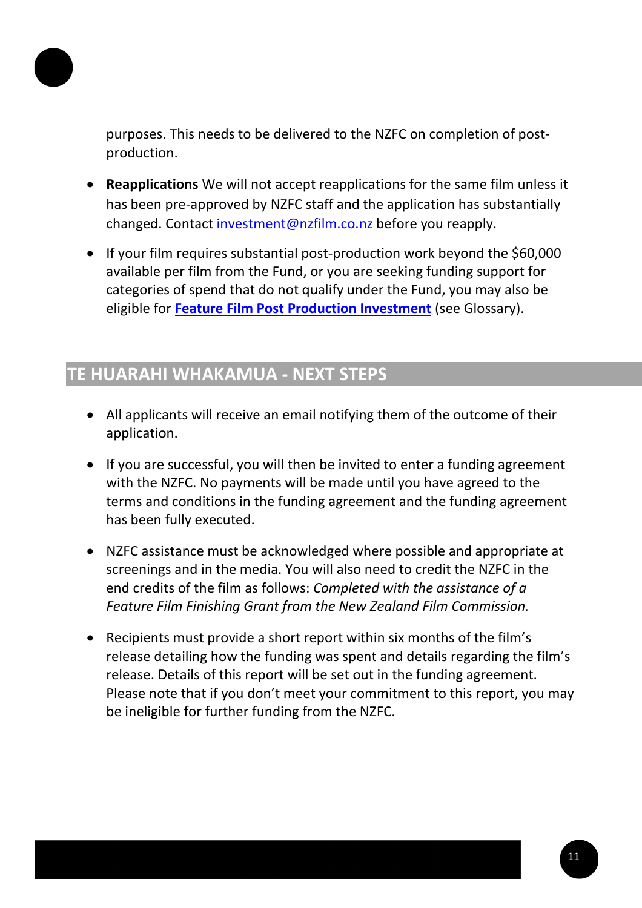purposes. This needs to be delivered to the NZFC on completion of post-production.

- **Reapplications** We will not accept reapplications for the same film unless it has been pre-approved by NZFC staff and the application has substantially changed. Contact investment@nzfilm.co.nz before you reapply.
- If your film requires substantial post-production work beyond the $60,000 available per film from the Fund, or you are seeking funding support for categories of spend that do not qualify under the Fund, you may also be eligible for **Feature Film Post Production Investment** (see Glossary).

## TE HUARAHI WHAKAMUA - NEXT STEPS

- All applicants will receive an email notifying them of the outcome of their application.
- If you are successful, you will then be invited to enter a funding agreement with the NZFC. No payments will be made until you have agreed to the terms and conditions in the funding agreement and the funding agreement has been fully executed.
- NZFC assistance must be acknowledged where possible and appropriate at screenings and in the media. You will also need to credit the NZFC in the end credits of the film as follows: *Completed with the assistance of a Feature Film Finishing Grant from the New Zealand Film Commission.*
- Recipients must provide a short report within six months of the film's release detailing how the funding was spent and details regarding the film's release. Details of this report will be set out in the funding agreement. Please note that if you don't meet your commitment to this report, you may be ineligible for further funding from the NZFC.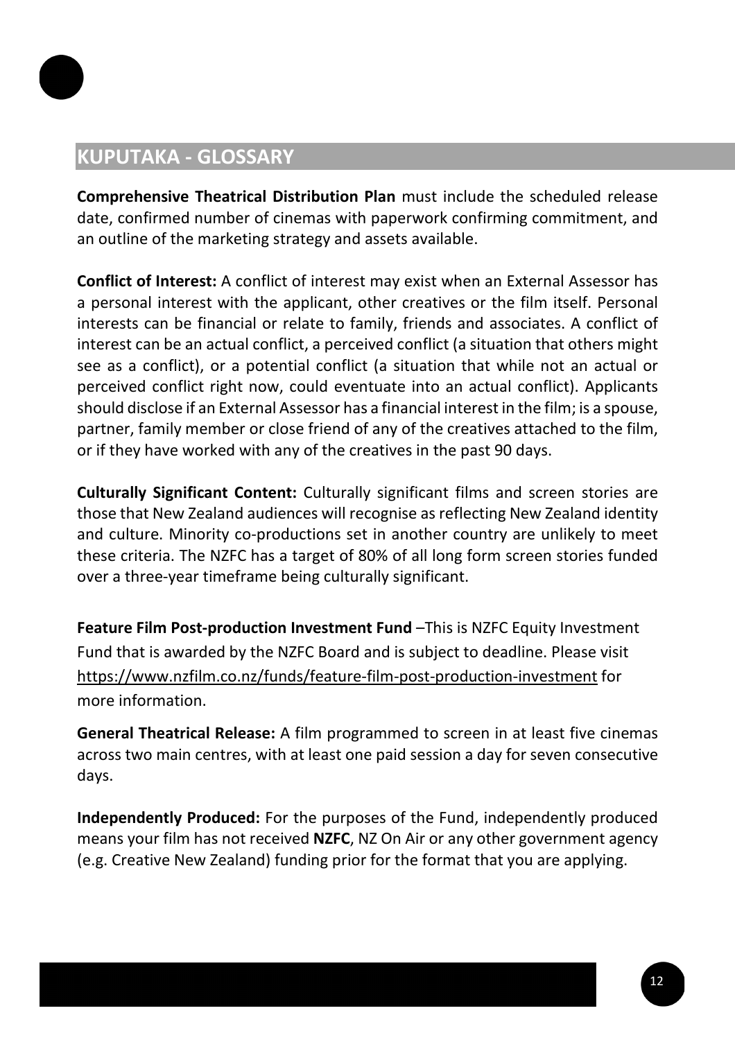## KUPUTAKA - GLOSSARY

**Comprehensive Theatrical Distribution Plan** must include the scheduled release date, confirmed number of cinemas with paperwork confirming commitment, and an outline of the marketing strategy and assets available.

**Conflict of Interest:** A conflict of interest may exist when an External Assessor has a personal interest with the applicant, other creatives or the film itself. Personal interests can be financial or relate to family, friends and associates. A conflict of interest can be an actual conflict, a perceived conflict (a situation that others might see as a conflict), or a potential conflict (a situation that while not an actual or perceived conflict right now, could eventuate into an actual conflict). Applicants should disclose if an External Assessor has a financial interest in the film; is a spouse, partner, family member or close friend of any of the creatives attached to the film, or if they have worked with any of the creatives in the past 90 days.

**Culturally Significant Content:** Culturally significant films and screen stories are those that New Zealand audiences will recognise as reflecting New Zealand identity and culture. Minority co-productions set in another country are unlikely to meet these criteria. The NZFC has a target of 80% of all long form screen stories funded over a three-year timeframe being culturally significant.

**Feature Film Post-production Investment Fund** –This is NZFC Equity Investment Fund that is awarded by the NZFC Board and is subject to deadline. Please visit https://www.nzfilm.co.nz/funds/feature-film-post-production-investment for more information.

**General Theatrical Release:** A film programmed to screen in at least five cinemas across two main centres, with at least one paid session a day for seven consecutive days.

**Independently Produced:** For the purposes of the Fund, independently produced means your film has not received **NZFC**, NZ On Air or any other government agency (e.g. Creative New Zealand) funding prior for the format that you are applying.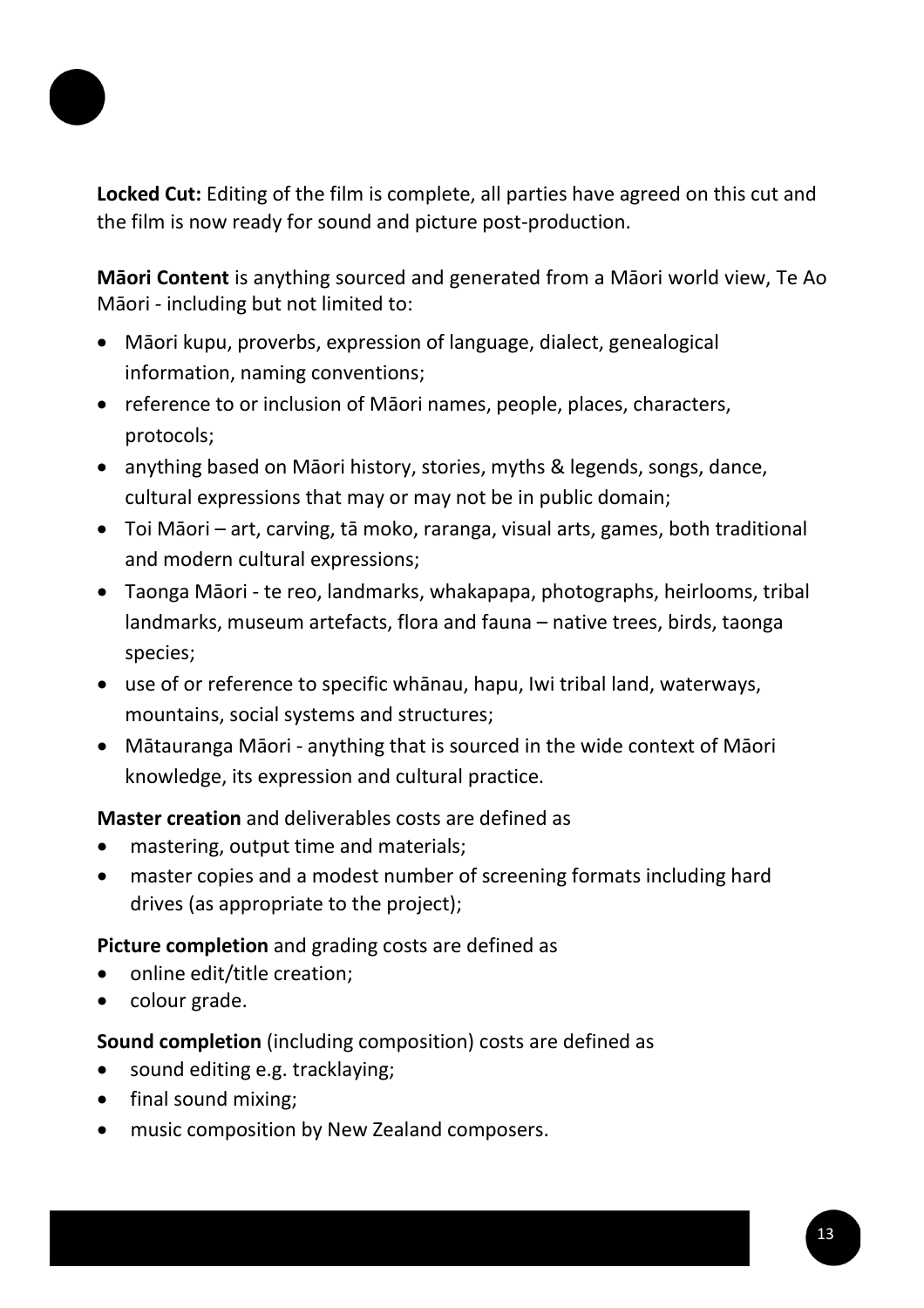**Locked Cut:** Editing of the film is complete, all parties have agreed on this cut and the film is now ready for sound and picture post-production.

**Māori Content** is anything sourced and generated from a Māori world view, Te Ao Māori - including but not limited to:

- Māori kupu, proverbs, expression of language, dialect, genealogical information, naming conventions;
- reference to or inclusion of Māori names, people, places, characters, protocols;
- anything based on Māori history, stories, myths & legends, songs, dance, cultural expressions that may or may not be in public domain;
- Toi Māori – art, carving, tā moko, raranga, visual arts, games, both traditional and modern cultural expressions;
- Taonga Māori - te reo, landmarks, whakapapa, photographs, heirlooms, tribal landmarks, museum artefacts, flora and fauna – native trees, birds, taonga species;
- use of or reference to specific whānau, hapu, Iwi tribal land, waterways, mountains, social systems and structures;
- Mātauranga Māori - anything that is sourced in the wide context of Māori knowledge, its expression and cultural practice.

**Master creation** and deliverables costs are defined as

- mastering, output time and materials;
- master copies and a modest number of screening formats including hard drives (as appropriate to the project);

**Picture completion** and grading costs are defined as

- online edit/title creation;
- colour grade.

**Sound completion** (including composition) costs are defined as

- sound editing e.g. tracklaying;
- final sound mixing;
- music composition by New Zealand composers.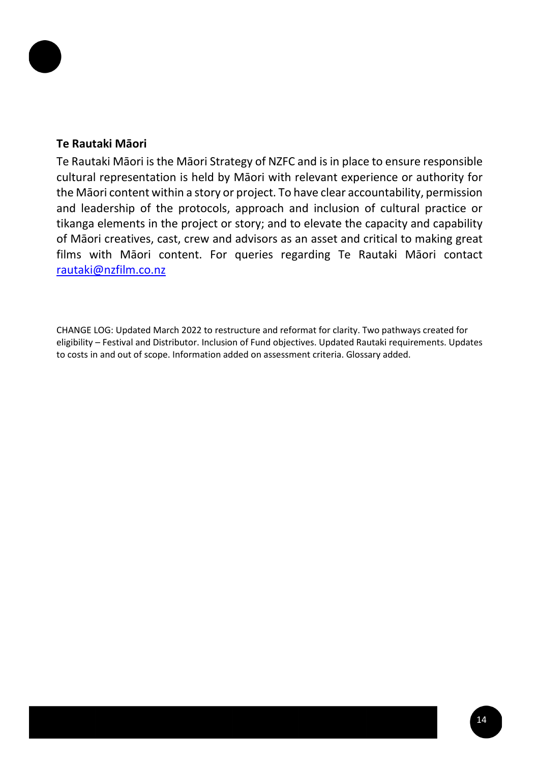**Te Rautaki Māori**

Te Rautaki Māori is the Māori Strategy of NZFC and is in place to ensure responsible cultural representation is held by Māori with relevant experience or authority for the Māori content within a story or project. To have clear accountability, permission and leadership of the protocols, approach and inclusion of cultural practice or tikanga elements in the project or story; and to elevate the capacity and capability of Māori creatives, cast, crew and advisors as an asset and critical to making great films with Māori content. For queries regarding Te Rautaki Māori contact rautaki@nzfilm.co.nz

CHANGE LOG: Updated March 2022 to restructure and reformat for clarity. Two pathways created for eligibility – Festival and Distributor. Inclusion of Fund objectives. Updated Rautaki requirements. Updates to costs in and out of scope. Information added on assessment criteria. Glossary added.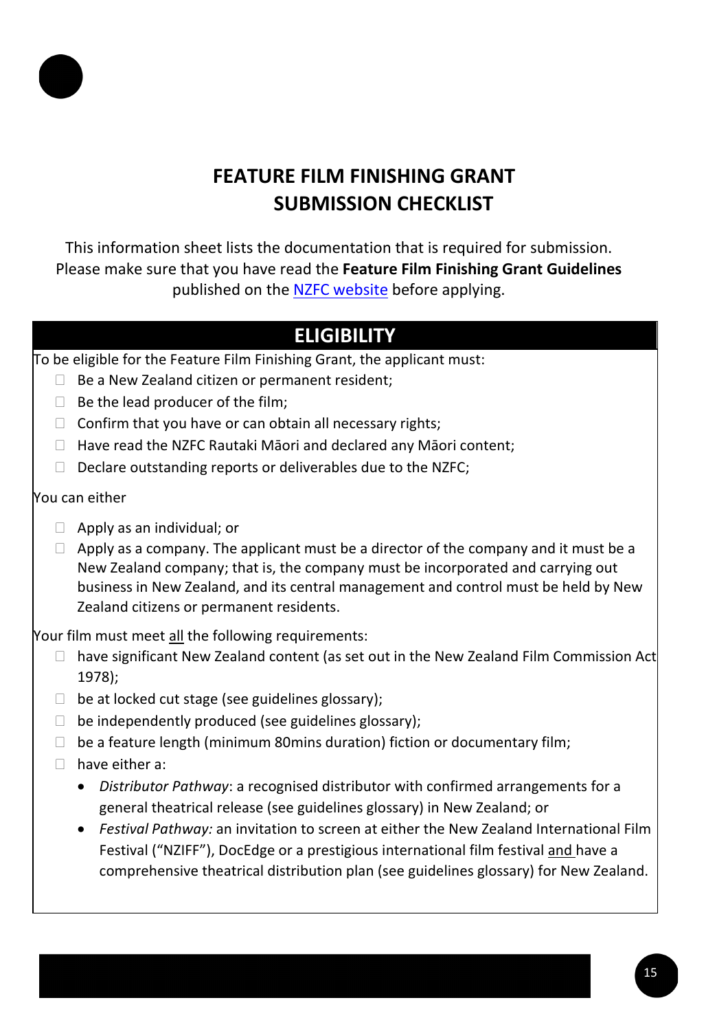# FEATURE FILM FINISHING GRANT SUBMISSION CHECKLIST

This information sheet lists the documentation that is required for submission. Please make sure that you have read the **Feature Film Finishing Grant Guidelines** published on the [NZFC website](NZFC website) before applying.

## ELIGIBILITY

To be eligible for the Feature Film Finishing Grant, the applicant must:

- ☐ Be a New Zealand citizen or permanent resident;
- ☐ Be the lead producer of the film;
- ☐ Confirm that you have or can obtain all necessary rights;
- ☐ Have read the NZFC Rautaki Māori and declared any Māori content;
- ☐ Declare outstanding reports or deliverables due to the NZFC;

You can either

- ☐ Apply as an individual; or
- ☐ Apply as a company. The applicant must be a director of the company and it must be a New Zealand company; that is, the company must be incorporated and carrying out business in New Zealand, and its central management and control must be held by New Zealand citizens or permanent residents.

Your film must meet <u>all</u> the following requirements:

- ☐ have significant New Zealand content (as set out in the New Zealand Film Commission Act 1978);
- ☐ be at locked cut stage (see guidelines glossary);
- ☐ be independently produced (see guidelines glossary);
- ☐ be a feature length (minimum 80mins duration) fiction or documentary film;
- ☐ have either a:
  - *Distributor Pathway*: a recognised distributor with confirmed arrangements for a general theatrical release (see guidelines glossary) in New Zealand; or
  - *Festival Pathway:* an invitation to screen at either the New Zealand International Film Festival ("NZIFF"), DocEdge or a prestigious international film festival <u>and</u> have a comprehensive theatrical distribution plan (see guidelines glossary) for New Zealand.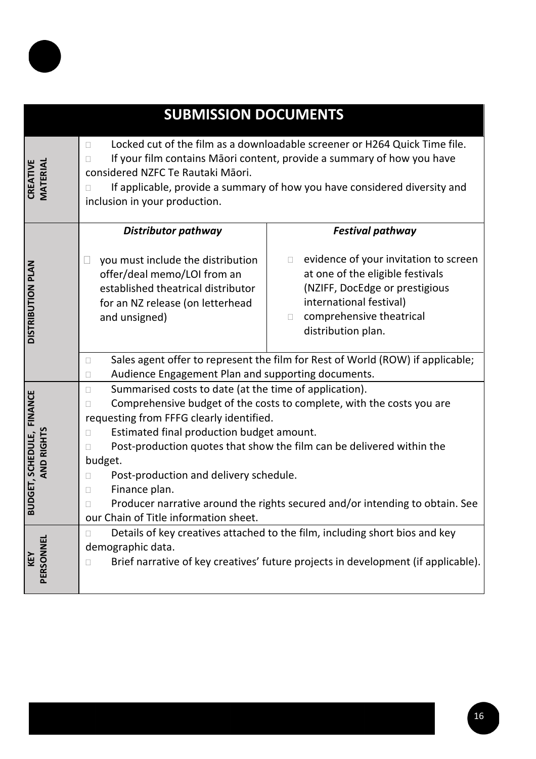| SUBMISSION DOCUMENTS | | |
|---|---|---|
| CREATIVE MATERIAL | ☐ Locked cut of the film as a downloadable screener or H264 Quick Time file.<br>☐ If your film contains Māori content, provide a summary of how you have considered NZFC Te Rautaki Māori.<br>☐ If applicable, provide a summary of how you have considered diversity and inclusion in your production. | |
| DISTRIBUTION PLAN | ***Distributor pathway***<br>☐ you must include the distribution offer/deal memo/LOI from an established theatrical distributor for an NZ release (on letterhead and unsigned) | ***Festival pathway***<br>☐ evidence of your invitation to screen at one of the eligible festivals (NZIFF, DocEdge or prestigious international festival)<br>☐ comprehensive theatrical distribution plan. |
| | ☐ Sales agent offer to represent the film for Rest of World (ROW) if applicable;<br>☐ Audience Engagement Plan and supporting documents. | |
| BUDGET, SCHEDULE, FINANCE AND RIGHTS | ☐ Summarised costs to date (at the time of application).<br>☐ Comprehensive budget of the costs to complete, with the costs you are requesting from FFFG clearly identified.<br>☐ Estimated final production budget amount.<br>☐ Post-production quotes that show the film can be delivered within the budget.<br>☐ Post-production and delivery schedule.<br>☐ Finance plan.<br>☐ Producer narrative around the rights secured and/or intending to obtain. See our Chain of Title information sheet. | |
| KEY PERSONNEL | ☐ Details of key creatives attached to the film, including short bios and key demographic data.<br>☐ Brief narrative of key creatives' future projects in development (if applicable). | |